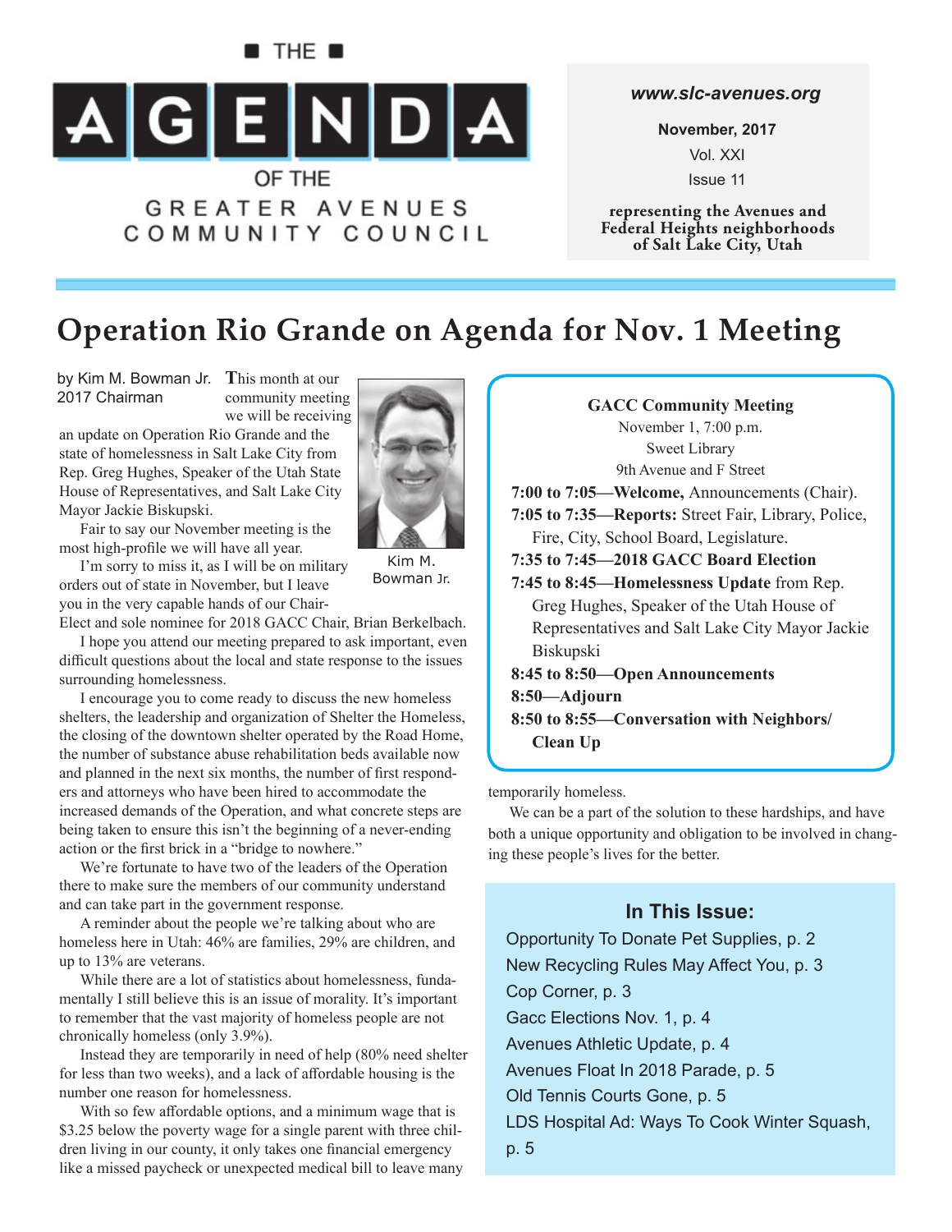■ THE ■

# AGENDA

OF THE

GREATER AVENUES COMMUNITY COUNCIL

***www.slc-avenues.org***

**November, 2017**

Vol. XXI

Issue 11

**representing the Avenues and Federal Heights neighborhoods of Salt Lake City, Utah**

# Operation Rio Grande on Agenda for Nov. 1 Meeting

by Kim M. Bowman Jr.
2017 Chairman

This month at our community meeting we will be receiving an update on Operation Rio Grande and the state of homelessness in Salt Lake City from Rep. Greg Hughes, Speaker of the Utah State House of Representatives, and Salt Lake City Mayor Jackie Biskupski.

Kim M. Bowman Jr.

Fair to say our November meeting is the most high-profile we will have all year.

I'm sorry to miss it, as I will be on military orders out of state in November, but I leave you in the very capable hands of our Chair-Elect and sole nominee for 2018 GACC Chair, Brian Berkelbach.

I hope you attend our meeting prepared to ask important, even difficult questions about the local and state response to the issues surrounding homelessness.

I encourage you to come ready to discuss the new homeless shelters, the leadership and organization of Shelter the Homeless, the closing of the downtown shelter operated by the Road Home, the number of substance abuse rehabilitation beds available now and planned in the next six months, the number of first responders and attorneys who have been hired to accommodate the increased demands of the Operation, and what concrete steps are being taken to ensure this isn't the beginning of a never-ending action or the first brick in a "bridge to nowhere."

We're fortunate to have two of the leaders of the Operation there to make sure the members of our community understand and can take part in the government response.

A reminder about the people we're talking about who are homeless here in Utah: 46% are families, 29% are children, and up to 13% are veterans.

While there are a lot of statistics about homelessness, fundamentally I still believe this is an issue of morality. It's important to remember that the vast majority of homeless people are not chronically homeless (only 3.9%).

Instead they are temporarily in need of help (80% need shelter for less than two weeks), and a lack of affordable housing is the number one reason for homelessness.

With so few affordable options, and a minimum wage that is $3.25 below the poverty wage for a single parent with three children living in our county, it only takes one financial emergency like a missed paycheck or unexpected medical bill to leave many temporarily homeless.

We can be a part of the solution to these hardships, and have both a unique opportunity and obligation to be involved in changing these people's lives for the better.

---

**GACC Community Meeting**
November 1, 7:00 p.m.
Sweet Library
9th Avenue and F Street

**7:00 to 7:05—Welcome,** Announcements (Chair).
**7:05 to 7:35—Reports:** Street Fair, Library, Police, Fire, City, School Board, Legislature.
**7:35 to 7:45—2018 GACC Board Election**
**7:45 to 8:45—Homelessness Update** from Rep. Greg Hughes, Speaker of the Utah House of Representatives and Salt Lake City Mayor Jackie Biskupski
**8:45 to 8:50—Open Announcements**
**8:50—Adjourn**
**8:50 to 8:55—Conversation with Neighbors/ Clean Up**

---

### In This Issue:

Opportunity To Donate Pet Supplies, p. 2
New Recycling Rules May Affect You, p. 3
Cop Corner, p. 3
Gacc Elections Nov. 1, p. 4
Avenues Athletic Update, p. 4
Avenues Float In 2018 Parade, p. 5
Old Tennis Courts Gone, p. 5
LDS Hospital Ad: Ways To Cook Winter Squash, p. 5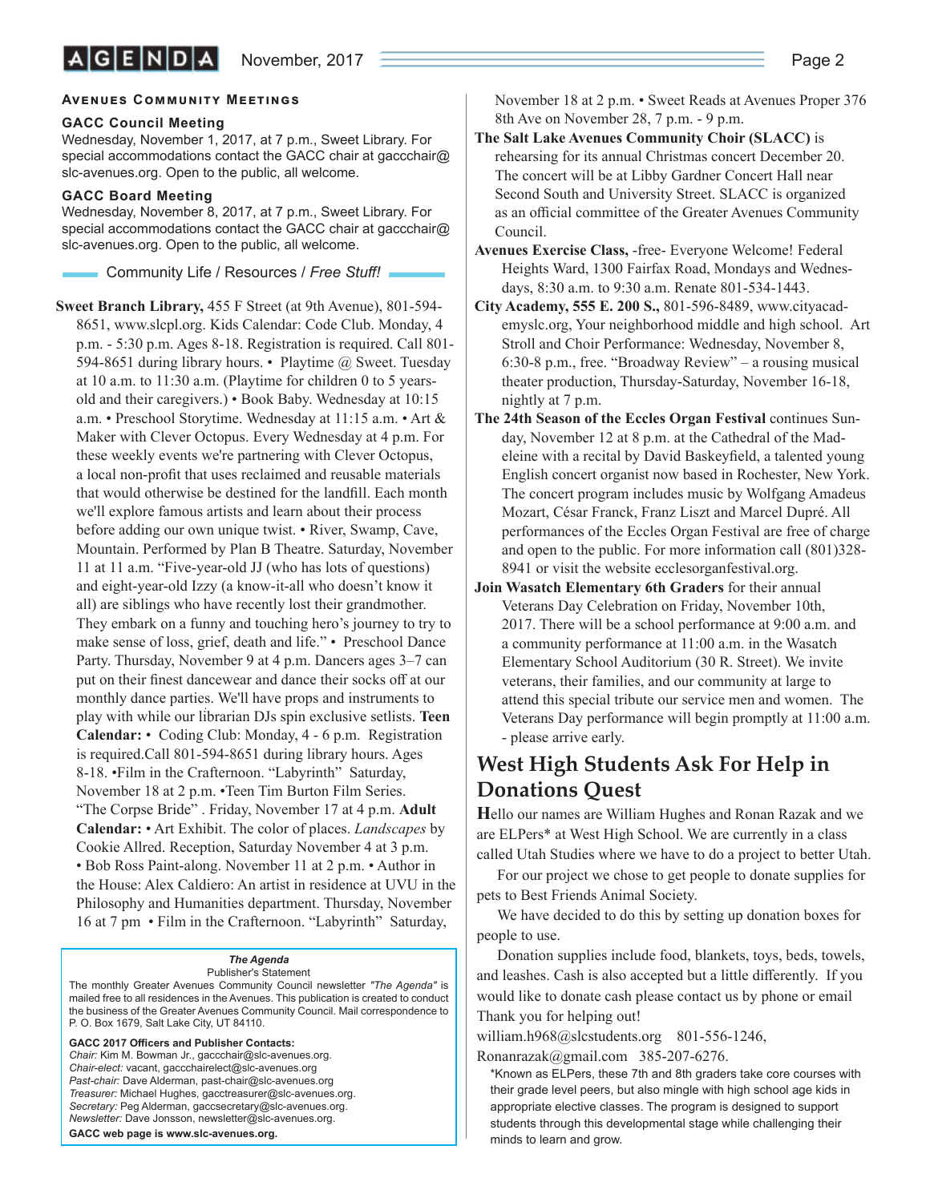### Avenues Community Meetings

**GACC Council Meeting**
Wednesday, November 1, 2017, at 7 p.m., Sweet Library. For special accommodations contact the GACC chair at gaccchair@slc-avenues.org. Open to the public, all welcome.

**GACC Board Meeting**
Wednesday, November 8, 2017, at 7 p.m., Sweet Library. For special accommodations contact the GACC chair at gaccchair@slc-avenues.org. Open to the public, all welcome.

### Community Life / Resources / *Free Stuff!*

**Sweet Branch Library,** 455 F Street (at 9th Avenue), 801-594-8651, www.slcpl.org. Kids Calendar: Code Club. Monday, 4 p.m. - 5:30 p.m. Ages 8-18. Registration is required. Call 801-594-8651 during library hours. • Playtime @ Sweet. Tuesday at 10 a.m. to 11:30 a.m. (Playtime for children 0 to 5 years-old and their caregivers.) • Book Baby. Wednesday at 10:15 a.m. • Preschool Storytime. Wednesday at 11:15 a.m. • Art & Maker with Clever Octopus. Every Wednesday at 4 p.m. For these weekly events we're partnering with Clever Octopus, a local non-profit that uses reclaimed and reusable materials that would otherwise be destined for the landfill. Each month we'll explore famous artists and learn about their process before adding our own unique twist. • River, Swamp, Cave, Mountain. Performed by Plan B Theatre. Saturday, November 11 at 11 a.m. "Five-year-old JJ (who has lots of questions) and eight-year-old Izzy (a know-it-all who doesn't know it all) are siblings who have recently lost their grandmother. They embark on a funny and touching hero's journey to try to make sense of loss, grief, death and life." • Preschool Dance Party. Thursday, November 9 at 4 p.m. Dancers ages 3–7 can put on their finest dancewear and dance their socks off at our monthly dance parties. We'll have props and instruments to play with while our librarian DJs spin exclusive setlists. **Teen Calendar:** • Coding Club: Monday, 4 - 6 p.m. Registration is required.Call 801-594-8651 during library hours. Ages 8-18. •Film in the Crafternoon. "Labyrinth" Saturday, November 18 at 2 p.m. •Teen Tim Burton Film Series. "The Corpse Bride" . Friday, November 17 at 4 p.m. **Adult Calendar:** • Art Exhibit. The color of places. *Landscapes* by Cookie Allred. Reception, Saturday November 4 at 3 p.m. • Bob Ross Paint-along. November 11 at 2 p.m. • Author in the House: Alex Caldiero: An artist in residence at UVU in the Philosophy and Humanities department. Thursday, November 16 at 7 pm • Film in the Crafternoon. "Labyrinth" Saturday, November 18 at 2 p.m. • Sweet Reads at Avenues Proper 376 8th Ave on November 28, 7 p.m. - 9 p.m.

**The Salt Lake Avenues Community Choir (SLACC)** is rehearsing for its annual Christmas concert December 20. The concert will be at Libby Gardner Concert Hall near Second South and University Street. SLACC is organized as an official committee of the Greater Avenues Community Council.

**Avenues Exercise Class,** -free- Everyone Welcome! Federal Heights Ward, 1300 Fairfax Road, Mondays and Wednesdays, 8:30 a.m. to 9:30 a.m. Renate 801-534-1443.

**City Academy, 555 E. 200 S.,** 801-596-8489, www.cityacademyslc.org, Your neighborhood middle and high school. Art Stroll and Choir Performance: Wednesday, November 8, 6:30-8 p.m., free. "Broadway Review" – a rousing musical theater production, Thursday-Saturday, November 16-18, nightly at 7 p.m.

**The 24th Season of the Eccles Organ Festival** continues Sunday, November 12 at 8 p.m. at the Cathedral of the Madeleine with a recital by David Baskeyfield, a talented young English concert organist now based in Rochester, New York. The concert program includes music by Wolfgang Amadeus Mozart, César Franck, Franz Liszt and Marcel Dupré. All performances of the Eccles Organ Festival are free of charge and open to the public. For more information call (801)328-8941 or visit the website ecclesorganfestival.org.

**Join Wasatch Elementary 6th Graders** for their annual Veterans Day Celebration on Friday, November 10th, 2017. There will be a school performance at 9:00 a.m. and a community performance at 11:00 a.m. in the Wasatch Elementary School Auditorium (30 R. Street). We invite veterans, their families, and our community at large to attend this special tribute our service men and women. The Veterans Day performance will begin promptly at 11:00 a.m. - please arrive early.

## West High Students Ask For Help in Donations Quest

Hello our names are William Hughes and Ronan Razak and we are ELPers* at West High School. We are currently in a class called Utah Studies where we have to do a project to better Utah.

For our project we chose to get people to donate supplies for pets to Best Friends Animal Society.

We have decided to do this by setting up donation boxes for people to use.

Donation supplies include food, blankets, toys, beds, towels, and leashes. Cash is also accepted but a little differently. If you would like to donate cash please contact us by phone or email Thank you for helping out!

william.h968@slcstudents.org 801-556-1246,
Ronanrazak@gmail.com 385-207-6276.

*Known as ELPers, these 7th and 8th graders take core courses with their grade level peers, but also mingle with high school age kids in appropriate elective classes. The program is designed to support students through this developmental stage while challenging their minds to learn and grow.

---

***The Agenda***
Publisher's Statement

The monthly Greater Avenues Community Council newsletter *"The Agenda"* is mailed free to all residences in the Avenues. This publication is created to conduct the business of the Greater Avenues Community Council. Mail correspondence to P. O. Box 1679, Salt Lake City, UT 84110.

**GACC 2017 Officers and Publisher Contacts:**
*Chair:* Kim M. Bowman Jr., gaccchair@slc-avenues.org.
*Chair-elect:* vacant, gaccchairelect@slc-avenues.org
*Past-chair:* Dave Alderman, past-chair@slc-avenues.org
*Treasurer:* Michael Hughes, gacctreasurer@slc-avenues.org.
*Secretary:* Peg Alderman, gaccsecretary@slc-avenues.org.
*Newsletter:* Dave Jonsson, newsletter@slc-avenues.org.
**GACC web page is www.slc-avenues.org.**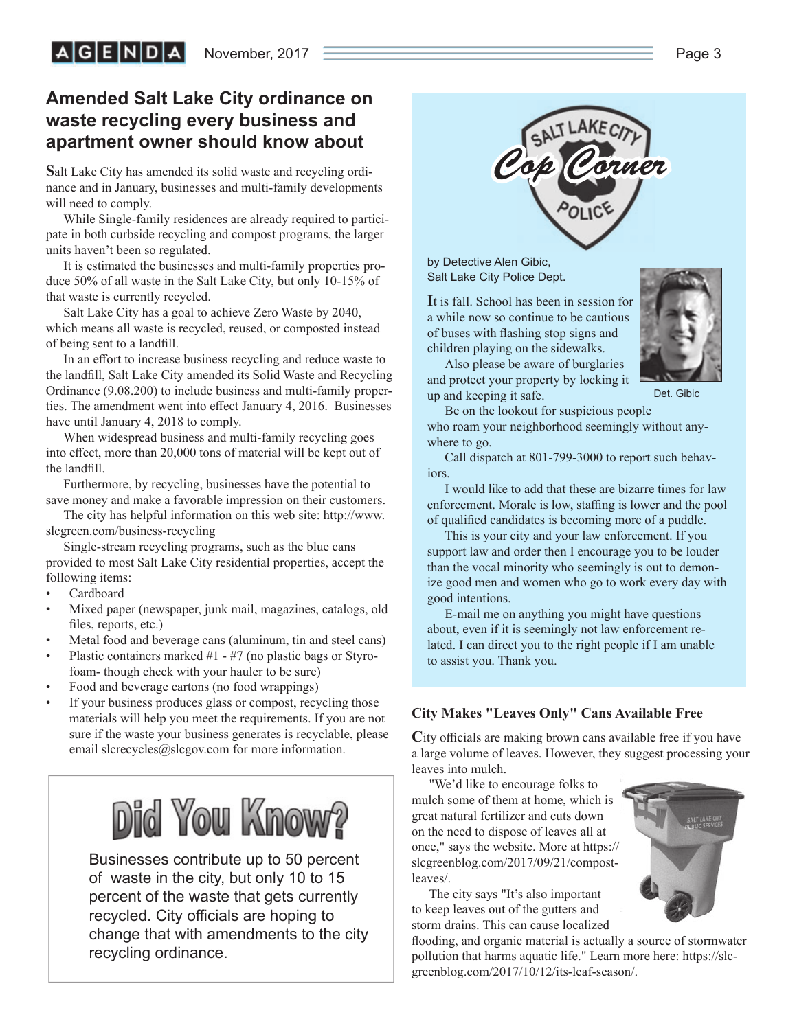## Amended Salt Lake City ordinance on waste recycling every business and apartment owner should know about

Salt Lake City has amended its solid waste and recycling ordinance and in January, businesses and multi-family developments will need to comply.

While Single-family residences are already required to participate in both curbside recycling and compost programs, the larger units haven't been so regulated.

It is estimated the businesses and multi-family properties produce 50% of all waste in the Salt Lake City, but only 10-15% of that waste is currently recycled.

Salt Lake City has a goal to achieve Zero Waste by 2040, which means all waste is recycled, reused, or composted instead of being sent to a landfill.

In an effort to increase business recycling and reduce waste to the landfill, Salt Lake City amended its Solid Waste and Recycling Ordinance (9.08.200) to include business and multi-family properties. The amendment went into effect January 4, 2016. Businesses have until January 4, 2018 to comply.

When widespread business and multi-family recycling goes into effect, more than 20,000 tons of material will be kept out of the landfill.

Furthermore, by recycling, businesses have the potential to save money and make a favorable impression on their customers.

The city has helpful information on this web site: http://www.slcgreen.com/business-recycling

Single-stream recycling programs, such as the blue cans provided to most Salt Lake City residential properties, accept the following items:

- Cardboard
- Mixed paper (newspaper, junk mail, magazines, catalogs, old files, reports, etc.)
- Metal food and beverage cans (aluminum, tin and steel cans)
- Plastic containers marked #1 - #7 (no plastic bags or Styrofoam- though check with your hauler to be sure)
- Food and beverage cartons (no food wrappings)
- If your business produces glass or compost, recycling those materials will help you meet the requirements. If you are not sure if the waste your business generates is recyclable, please email slcrecycles@slcgov.com for more information.

### Did You Know?

Businesses contribute up to 50 percent of waste in the city, but only 10 to 15 percent of the waste that gets currently recycled. City officials are hoping to change that with amendments to the city recycling ordinance.

## Salt Lake City Police Cop Corner

by Detective Alen Gibic, Salt Lake City Police Dept.

It is fall. School has been in session for a while now so continue to be cautious of buses with flashing stop signs and children playing on the sidewalks.

Also please be aware of burglaries and protect your property by locking it up and keeping it safe.

Det. Gibic

Be on the lookout for suspicious people who roam your neighborhood seemingly without anywhere to go.

Call dispatch at 801-799-3000 to report such behaviors.

I would like to add that these are bizarre times for law enforcement. Morale is low, staffing is lower and the pool of qualified candidates is becoming more of a puddle.

This is your city and your law enforcement. If you support law and order then I encourage you to be louder than the vocal minority who seemingly is out to demonize good men and women who go to work every day with good intentions.

E-mail me on anything you might have questions about, even if it is seemingly not law enforcement related. I can direct you to the right people if I am unable to assist you. Thank you.

### City Makes "Leaves Only" Cans Available Free

City officials are making brown cans available free if you have a large volume of leaves. However, they suggest processing your leaves into mulch.

"We'd like to encourage folks to mulch some of them at home, which is great natural fertilizer and cuts down on the need to dispose of leaves all at once," says the website. More at https://slcgreenblog.com/2017/09/21/compost-leaves/.

The city says "It's also important to keep leaves out of the gutters and storm drains. This can cause localized flooding, and organic material is actually a source of stormwater pollution that harms aquatic life." Learn more here: https://slcgreenblog.com/2017/10/12/its-leaf-season/.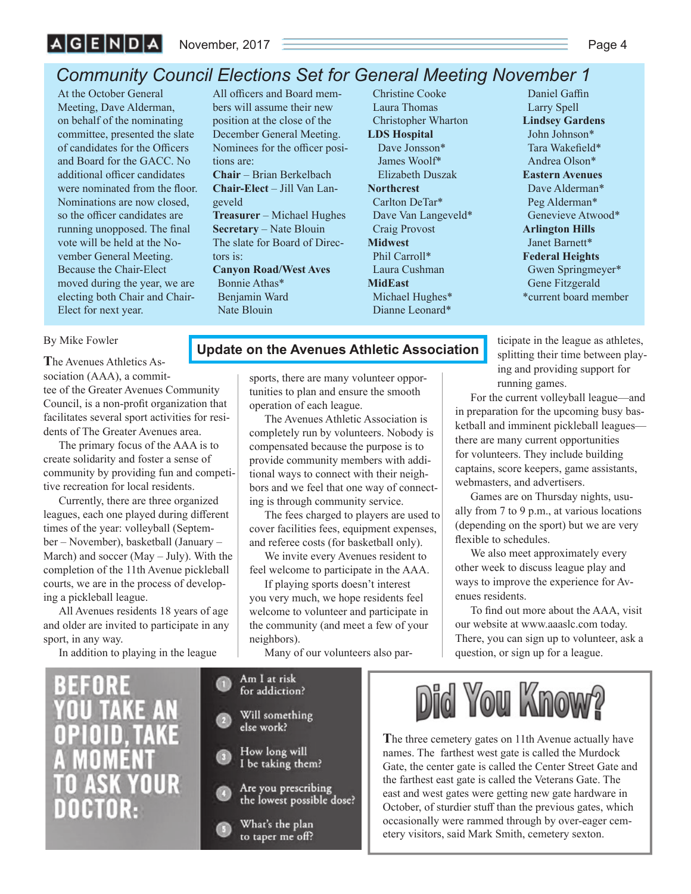# Community Council Elections Set for General Meeting November 1

At the October General Meeting, Dave Alderman, on behalf of the nominating committee, presented the slate of candidates for the Officers and Board for the GACC. No additional officer candidates were nominated from the floor. Nominations are now closed, so the officer candidates are running unopposed. The final vote will be held at the November General Meeting. Because the Chair-Elect moved during the year, we are electing both Chair and Chair-Elect for next year.

All officers and Board members will assume their new position at the close of the December General Meeting. Nominees for the officer positions are:

**Chair** – Brian Berkelbach
**Chair-Elect** – Jill Van Langeveld
**Treasurer** – Michael Hughes
**Secretary** – Nate Blouin

The slate for Board of Directors is:

**Canyon Road/West Aves**
Bonnie Athas*
Benjamin Ward
Nate Blouin
Christine Cooke
Laura Thomas
Christopher Wharton

**LDS Hospital**
Dave Jonsson*
James Woolf*
Elizabeth Duszak

**Northcrest**
Carlton DeTar*
Dave Van Langeveld*
Craig Provost

**Midwest**
Phil Carroll*
Laura Cushman

**MidEast**
Michael Hughes*
Dianne Leonard*
Daniel Gaffin
Larry Spell

**Lindsey Gardens**
John Johnson*
Tara Wakefield*
Andrea Olson*

**Eastern Avenues**
Dave Alderman*
Peg Alderman*
Genevieve Atwood*

**Arlington Hills**
Janet Barnett*

**Federal Heights**
Gwen Springmeyer*
Gene Fitzgerald

*current board member

## Update on the Avenues Athletic Association

By Mike Fowler

The Avenues Athletics Association (AAA), a committee of the Greater Avenues Community Council, is a non-profit organization that facilitates several sport activities for residents of The Greater Avenues area.

The primary focus of the AAA is to create solidarity and foster a sense of community by providing fun and competitive recreation for local residents.

Currently, there are three organized leagues, each one played during different times of the year: volleyball (September – November), basketball (January – March) and soccer (May – July). With the completion of the 11th Avenue pickleball courts, we are in the process of developing a pickleball league.

All Avenues residents 18 years of age and older are invited to participate in any sport, in any way.

In addition to playing in the league sports, there are many volunteer opportunities to plan and ensure the smooth operation of each league.

The Avenues Athletic Association is completely run by volunteers. Nobody is compensated because the purpose is to provide community members with additional ways to connect with their neighbors and we feel that one way of connecting is through community service.

The fees charged to players are used to cover facilities fees, equipment expenses, and referee costs (for basketball only).

We invite every Avenues resident to feel welcome to participate in the AAA.

If playing sports doesn't interest you very much, we hope residents feel welcome to volunteer and participate in the community (and meet a few of your neighbors).

Many of our volunteers also participate in the league as athletes, splitting their time between playing and providing support for running games.

For the current volleyball league—and in preparation for the upcoming busy basketball and imminent pickleball leagues—there are many current opportunities for volunteers. They include building captains, score keepers, game assistants, webmasters, and advertisers.

Games are on Thursday nights, usually from 7 to 9 p.m., at various locations (depending on the sport) but we are very flexible to schedules.

We also meet approximately every other week to discuss league play and ways to improve the experience for Avenues residents.

To find out more about the AAA, visit our website at www.aaaslc.com today. There, you can sign up to volunteer, ask a question, or sign up for a league.

## BEFORE YOU TAKE AN OPIOID, TAKE A MOMENT TO ASK YOUR DOCTOR:

1. Am I at risk for addiction?
2. Will something else work?
3. How long will I be taking them?
4. Are you prescribing the lowest possible dose?
5. What's the plan to taper me off?

## Did You Know?

The three cemetery gates on 11th Avenue actually have names. The farthest west gate is called the Murdock Gate, the center gate is called the Center Street Gate and the farthest east gate is called the Veterans Gate. The east and west gates were getting new gate hardware in October, of sturdier stuff than the previous gates, which occasionally were rammed through by over-eager cemetery visitors, said Mark Smith, cemetery sexton.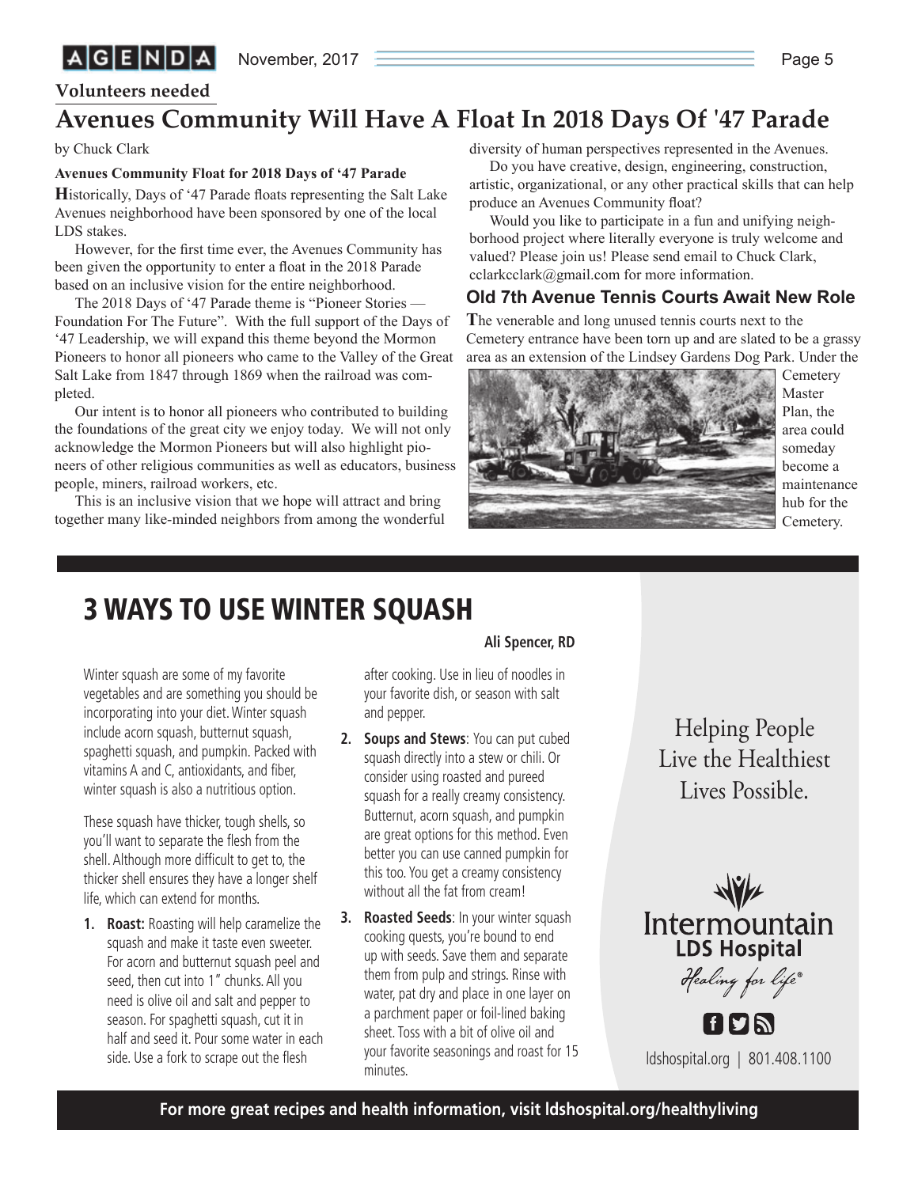Volunteers needed

# Avenues Community Will Have A Float In 2018 Days Of '47 Parade

by Chuck Clark

**Avenues Community Float for 2018 Days of '47 Parade**

Historically, Days of '47 Parade floats representing the Salt Lake Avenues neighborhood have been sponsored by one of the local LDS stakes.

However, for the first time ever, the Avenues Community has been given the opportunity to enter a float in the 2018 Parade based on an inclusive vision for the entire neighborhood.

The 2018 Days of '47 Parade theme is "Pioneer Stories — Foundation For The Future". With the full support of the Days of '47 Leadership, we will expand this theme beyond the Mormon Pioneers to honor all pioneers who came to the Valley of the Great Salt Lake from 1847 through 1869 when the railroad was completed.

Our intent is to honor all pioneers who contributed to building the foundations of the great city we enjoy today. We will not only acknowledge the Mormon Pioneers but will also highlight pioneers of other religious communities as well as educators, business people, miners, railroad workers, etc.

This is an inclusive vision that we hope will attract and bring together many like-minded neighbors from among the wonderful diversity of human perspectives represented in the Avenues.

Do you have creative, design, engineering, construction, artistic, organizational, or any other practical skills that can help produce an Avenues Community float?

Would you like to participate in a fun and unifying neighborhood project where literally everyone is truly welcome and valued? Please join us! Please send email to Chuck Clark, cclarkcclark@gmail.com for more information.

## Old 7th Avenue Tennis Courts Await New Role

The venerable and long unused tennis courts next to the Cemetery entrance have been torn up and are slated to be a grassy area as an extension of the Lindsey Gardens Dog Park. Under the Cemetery Master Plan, the area could someday become a maintenance hub for the Cemetery.

# 3 WAYS TO USE WINTER SQUASH

**Ali Spencer, RD**

Winter squash are some of my favorite vegetables and are something you should be incorporating into your diet. Winter squash include acorn squash, butternut squash, spaghetti squash, and pumpkin. Packed with vitamins A and C, antioxidants, and fiber, winter squash is also a nutritious option.

These squash have thicker, tough shells, so you'll want to separate the flesh from the shell. Although more difficult to get to, the thicker shell ensures they have a longer shelf life, which can extend for months.

1. **Roast:** Roasting will help caramelize the squash and make it taste even sweeter. For acorn and butternut squash peel and seed, then cut into 1" chunks. All you need is olive oil and salt and pepper to season. For spaghetti squash, cut it in half and seed it. Pour some water in each side. Use a fork to scrape out the flesh after cooking. Use in lieu of noodles in your favorite dish, or season with salt and pepper.
2. **Soups and Stews**: You can put cubed squash directly into a stew or chili. Or consider using roasted and pureed squash for a really creamy consistency. Butternut, acorn squash, and pumpkin are great options for this method. Even better you can use canned pumpkin for this too. You get a creamy consistency without all the fat from cream!
3. **Roasted Seeds**: In your winter squash cooking quests, you're bound to end up with seeds. Save them and separate them from pulp and strings. Rinse with water, pat dry and place in one layer on a parchment paper or foil-lined baking sheet. Toss with a bit of olive oil and your favorite seasonings and roast for 15 minutes.

Helping People Live the Healthiest Lives Possible.

Intermountain LDS Hospital
*Healing for life®*

ldshospital.org | 801.408.1100

**For more great recipes and health information, visit ldshospital.org/healthyliving**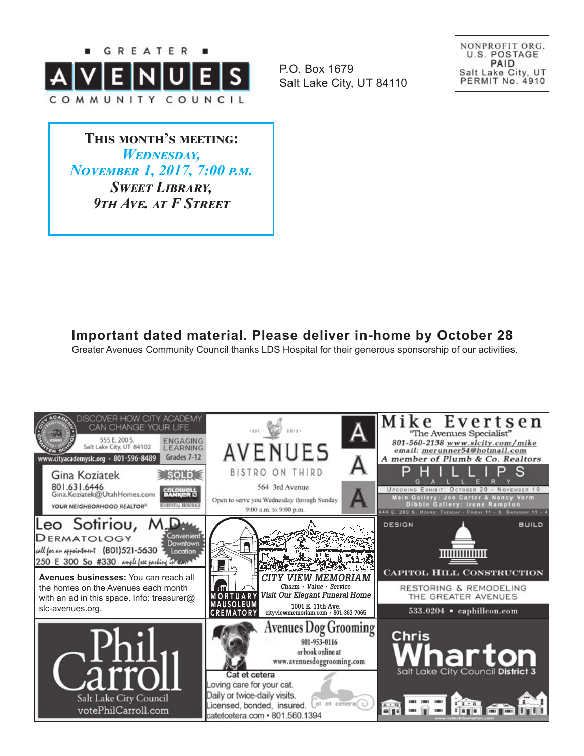GREATER AVENUES COMMUNITY COUNCIL

P.O. Box 1679
Salt Lake City, UT 84110

NONPROFIT ORG.
U.S. POSTAGE
PAID
Salt Lake City, UT
PERMIT No. 4910

**THIS MONTH'S MEETING:**
***WEDNESDAY,***
***NOVEMBER 1, 2017, 7:00 P.M.***
***SWEET LIBRARY,***
***9TH AVE. AT F STREET***

**Important dated material. Please deliver in-home by October 28**

Greater Avenues Community Council thanks LDS Hospital for their generous sponsorship of our activities.

DISCOVER HOW CITY ACADEMY CAN CHANGE YOUR LIFE
555 E. 200 S.
Salt Lake City, UT 84102
ENGAGING LEARNING
www.cityacademyslc.org • 801-596-8489
Grades 7-12

Gina Koziatek
801.631.6446
Gina.Koziatek@UtahHomes.com
SOLD
COLDWELL BANKER
RESIDENTIAL BROKERAGE
YOUR NEIGHBORHOOD REALTOR®

• EST. 2012 •
AVENUES
BISTRO ON THIRD
564 3rd Avenue
Open to serve you Wednesday through Sunday
9:00 a.m. to 9:00 p.m.

Mike Evertsen
"The Avenues Specialist"
801-560-2138 www.slcity.com/mike
email: merunner54@hotmail.com
A member of Plumb & Co. Realtors

PHILLIPS GALLERY
Upcoming Exhibit: October 20 - November 10
Main Gallery: Joe Carter & Nancy Vorm
Dibble Gallery: Irene Rampton
444 E. 200 S. Hours: Tuesday - Friday 11 - 6, Saturday 11 - 4

Leo Sotiriou, M.D.
DERMATOLOGY
call for an appointment (801)521-5630
250 E 300 So #330 ample free parking in rear
Convenient Downtown Location

**Avenues businesses:** You can reach all the homes on the Avenues each month with an ad in this space. Info: treasurer@slc-avenues.org.

CITY VIEW MEMORIAM
Charm • Value • Service
MORTUARY MAUSOLEUM CREMATORY
Visit Our Elegant Funeral Home
1001 E. 11th Ave.
cityviewmemoriam.com • 801-363-7065

DESIGN BUILD
CAPITOL HILL CONSTRUCTION
RESTORING & REMODELING THE GREATER AVENUES
533.0204 • caphillcon.com

Phil Carroll
Salt Lake City Council
votePhilCarroll.com

Avenues Dog Grooming
801-953-0116
or book online at
www.avenuesdoggrooming.com

Cat et cetera
Loving care for your cat.
Daily or twice-daily visits.
Licensed, bonded, insured.
catetcetera.com • 801.560.1394

Chris Wharton
Salt Lake City Council District 3
www.votechriswharton.com